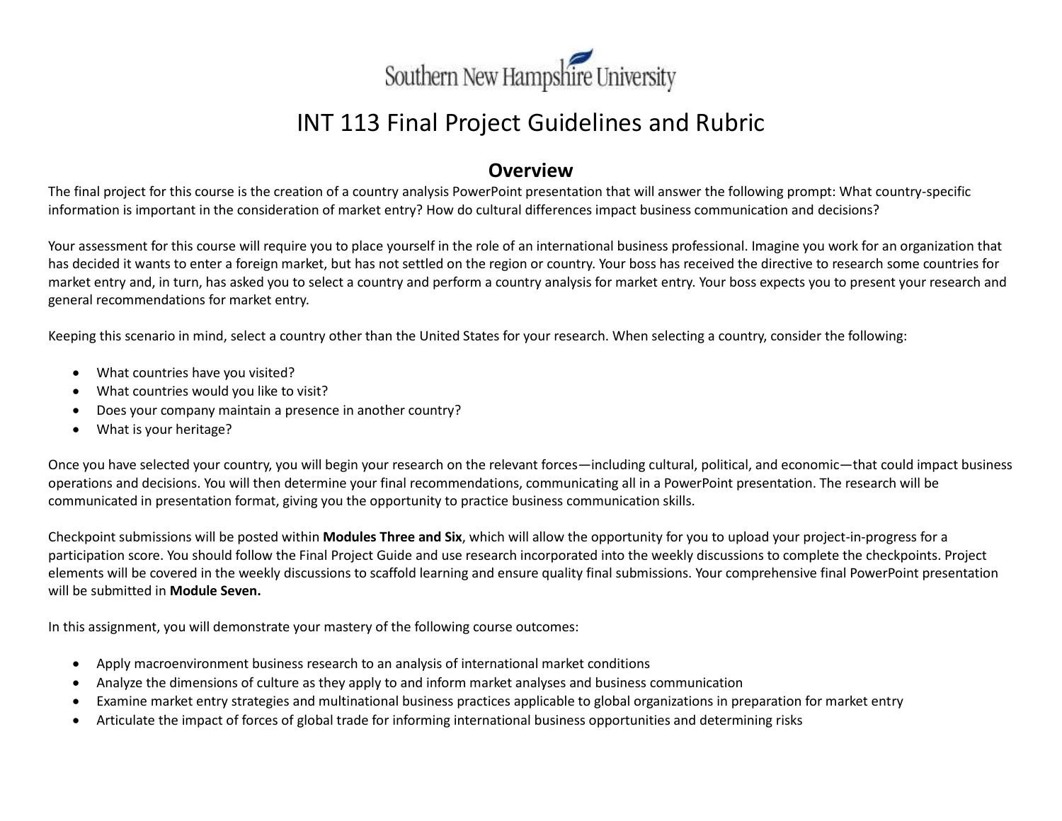Southern New Hampshire University

# INT 113 Final Project Guidelines and Rubric

## Overview

The final project for this course is the creation of a country analysis PowerPoint presentation that will answer the following prompt: What country-specific information is important in the consideration of market entry? How do cultural differences impact business communication and decisions?

Your assessment for this course will require you to place yourself in the role of an international business professional. Imagine you work for an organization that has decided it wants to enter a foreign market, but has not settled on the region or country. Your boss has received the directive to research some countries for market entry and, in turn, has asked you to select a country and perform a country analysis for market entry. Your boss expects you to present your research and general recommendations for market entry.

Keeping this scenario in mind, select a country other than the United States for your research. When selecting a country, consider the following:

- What countries have you visited?
- What countries would you like to visit?
- Does your company maintain a presence in another country?
- What is your heritage?

Once you have selected your country, you will begin your research on the relevant forces—including cultural, political, and economic—that could impact business operations and decisions. You will then determine your final recommendations, communicating all in a PowerPoint presentation. The research will be communicated in presentation format, giving you the opportunity to practice business communication skills.

Checkpoint submissions will be posted within **Modules Three and Six**, which will allow the opportunity for you to upload your project-in-progress for a participation score. You should follow the Final Project Guide and use research incorporated into the weekly discussions to complete the checkpoints. Project elements will be covered in the weekly discussions to scaffold learning and ensure quality final submissions. Your comprehensive final PowerPoint presentation will be submitted in **Module Seven.**

In this assignment, you will demonstrate your mastery of the following course outcomes:

- Apply macroenvironment business research to an analysis of international market conditions
- Analyze the dimensions of culture as they apply to and inform market analyses and business communication
- Examine market entry strategies and multinational business practices applicable to global organizations in preparation for market entry
- Articulate the impact of forces of global trade for informing international business opportunities and determining risks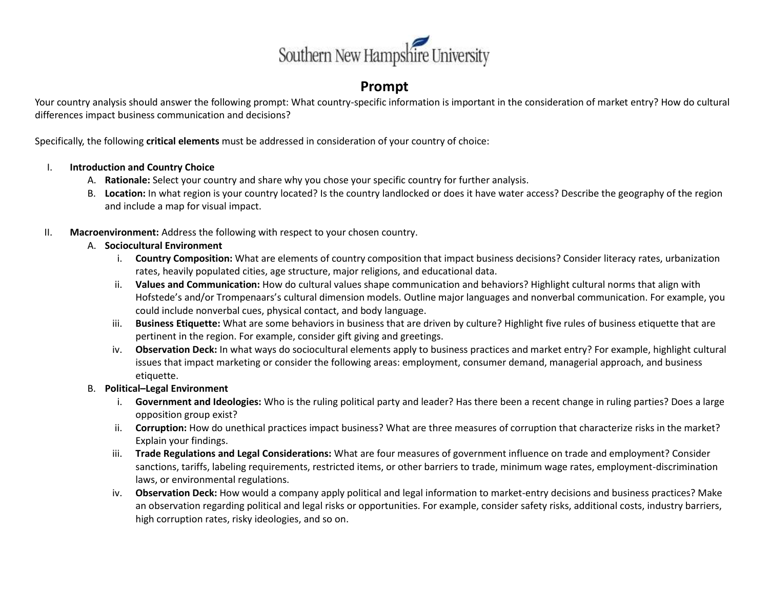## Prompt

Your country analysis should answer the following prompt: What country-specific information is important in the consideration of market entry? How do cultural differences impact business communication and decisions?

Specifically, the following **critical elements** must be addressed in consideration of your country of choice:

I. **Introduction and Country Choice**
   A. **Rationale:** Select your country and share why you chose your specific country for further analysis.
   B. **Location:** In what region is your country located? Is the country landlocked or does it have water access? Describe the geography of the region and include a map for visual impact.

II. **Macroenvironment:** Address the following with respect to your chosen country.
   A. **Sociocultural Environment**
      i. **Country Composition:** What are elements of country composition that impact business decisions? Consider literacy rates, urbanization rates, heavily populated cities, age structure, major religions, and educational data.
      ii. **Values and Communication:** How do cultural values shape communication and behaviors? Highlight cultural norms that align with Hofstede's and/or Trompenaars's cultural dimension models. Outline major languages and nonverbal communication. For example, you could include nonverbal cues, physical contact, and body language.
      iii. **Business Etiquette:** What are some behaviors in business that are driven by culture? Highlight five rules of business etiquette that are pertinent in the region. For example, consider gift giving and greetings.
      iv. **Observation Deck:** In what ways do sociocultural elements apply to business practices and market entry? For example, highlight cultural issues that impact marketing or consider the following areas: employment, consumer demand, managerial approach, and business etiquette.
   B. **Political–Legal Environment**
      i. **Government and Ideologies:** Who is the ruling political party and leader? Has there been a recent change in ruling parties? Does a large opposition group exist?
      ii. **Corruption:** How do unethical practices impact business? What are three measures of corruption that characterize risks in the market? Explain your findings.
      iii. **Trade Regulations and Legal Considerations:** What are four measures of government influence on trade and employment? Consider sanctions, tariffs, labeling requirements, restricted items, or other barriers to trade, minimum wage rates, employment-discrimination laws, or environmental regulations.
      iv. **Observation Deck:** How would a company apply political and legal information to market-entry decisions and business practices? Make an observation regarding political and legal risks or opportunities. For example, consider safety risks, additional costs, industry barriers, high corruption rates, risky ideologies, and so on.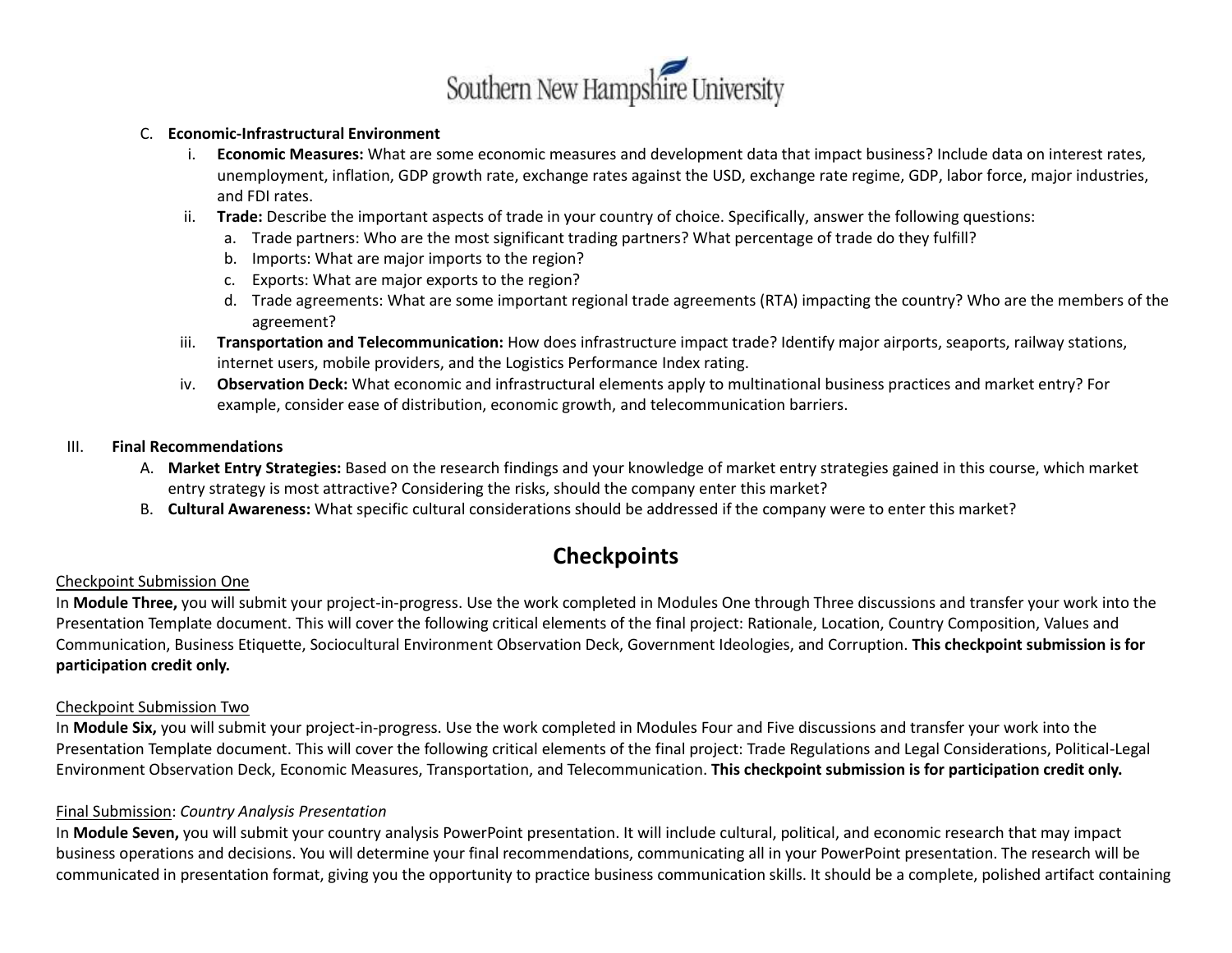C. **Economic-Infrastructural Environment**
   i. **Economic Measures:** What are some economic measures and development data that impact business? Include data on interest rates, unemployment, inflation, GDP growth rate, exchange rates against the USD, exchange rate regime, GDP, labor force, major industries, and FDI rates.
   ii. **Trade:** Describe the important aspects of trade in your country of choice. Specifically, answer the following questions:
      a. Trade partners: Who are the most significant trading partners? What percentage of trade do they fulfill?
      b. Imports: What are major imports to the region?
      c. Exports: What are major exports to the region?
      d. Trade agreements: What are some important regional trade agreements (RTA) impacting the country? Who are the members of the agreement?
   iii. **Transportation and Telecommunication:** How does infrastructure impact trade? Identify major airports, seaports, railway stations, internet users, mobile providers, and the Logistics Performance Index rating.
   iv. **Observation Deck:** What economic and infrastructural elements apply to multinational business practices and market entry? For example, consider ease of distribution, economic growth, and telecommunication barriers.

III. **Final Recommendations**
   A. **Market Entry Strategies:** Based on the research findings and your knowledge of market entry strategies gained in this course, which market entry strategy is most attractive? Considering the risks, should the company enter this market?
   B. **Cultural Awareness:** What specific cultural considerations should be addressed if the company were to enter this market?

## Checkpoints

Checkpoint Submission One

In **Module Three,** you will submit your project-in-progress. Use the work completed in Modules One through Three discussions and transfer your work into the Presentation Template document. This will cover the following critical elements of the final project: Rationale, Location, Country Composition, Values and Communication, Business Etiquette, Sociocultural Environment Observation Deck, Government Ideologies, and Corruption. **This checkpoint submission is for participation credit only.**

Checkpoint Submission Two

In **Module Six,** you will submit your project-in-progress. Use the work completed in Modules Four and Five discussions and transfer your work into the Presentation Template document. This will cover the following critical elements of the final project: Trade Regulations and Legal Considerations, Political-Legal Environment Observation Deck, Economic Measures, Transportation, and Telecommunication. **This checkpoint submission is for participation credit only.**

Final Submission: *Country Analysis Presentation*

In **Module Seven,** you will submit your country analysis PowerPoint presentation. It will include cultural, political, and economic research that may impact business operations and decisions. You will determine your final recommendations, communicating all in your PowerPoint presentation. The research will be communicated in presentation format, giving you the opportunity to practice business communication skills. It should be a complete, polished artifact containing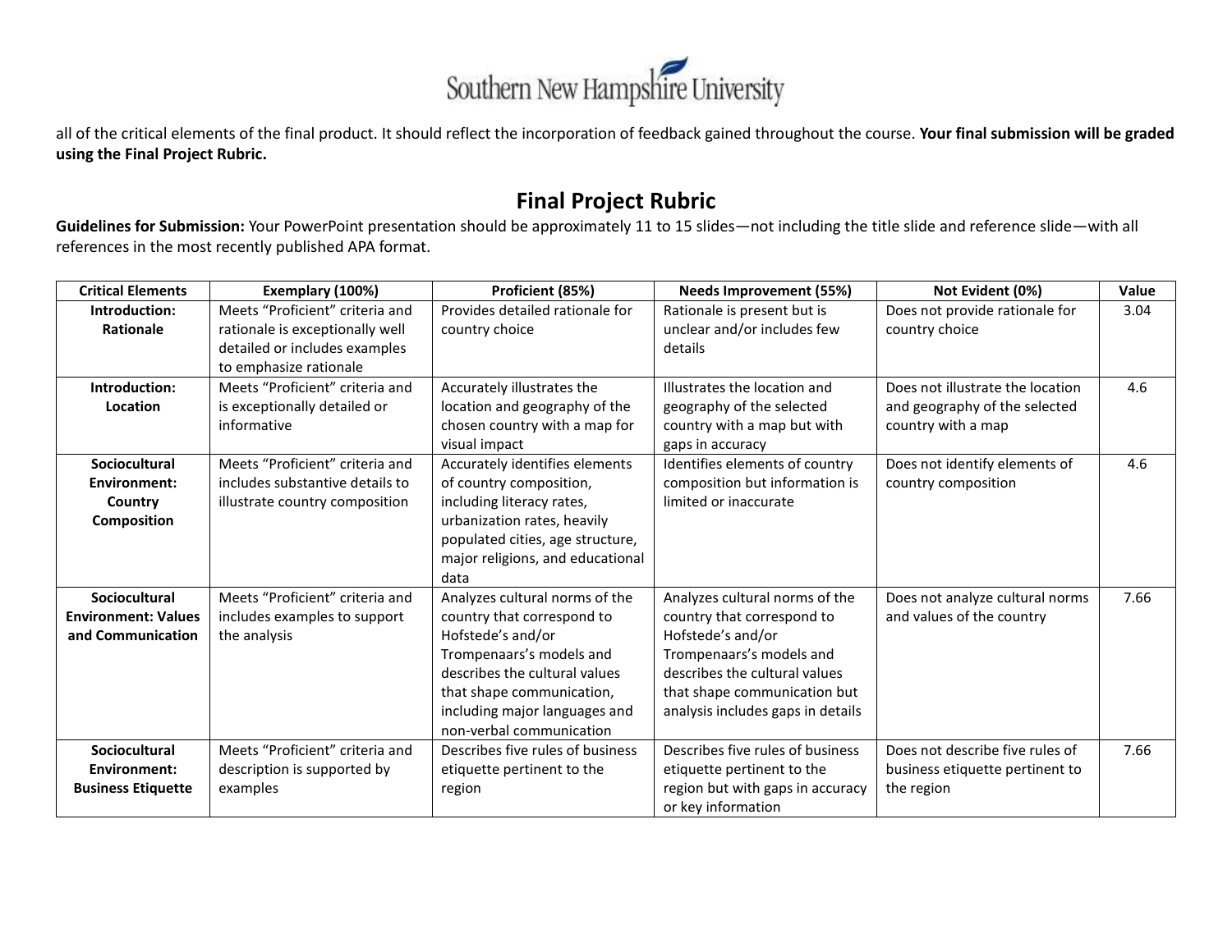all of the critical elements of the final product. It should reflect the incorporation of feedback gained throughout the course. **Your final submission will be graded using the Final Project Rubric.**

## Final Project Rubric

**Guidelines for Submission:** Your PowerPoint presentation should be approximately 11 to 15 slides—not including the title slide and reference slide—with all references in the most recently published APA format.

| Critical Elements | Exemplary (100%) | Proficient (85%) | Needs Improvement (55%) | Not Evident (0%) | Value |
|---|---|---|---|---|---|
| **Introduction: Rationale** | Meets "Proficient" criteria and rationale is exceptionally well detailed or includes examples to emphasize rationale | Provides detailed rationale for country choice | Rationale is present but is unclear and/or includes few details | Does not provide rationale for country choice | 3.04 |
| **Introduction: Location** | Meets "Proficient" criteria and is exceptionally detailed or informative | Accurately illustrates the location and geography of the chosen country with a map for visual impact | Illustrates the location and geography of the selected country with a map but with gaps in accuracy | Does not illustrate the location and geography of the selected country with a map | 4.6 |
| **Sociocultural Environment: Country Composition** | Meets "Proficient" criteria and includes substantive details to illustrate country composition | Accurately identifies elements of country composition, including literacy rates, urbanization rates, heavily populated cities, age structure, major religions, and educational data | Identifies elements of country composition but information is limited or inaccurate | Does not identify elements of country composition | 4.6 |
| **Sociocultural Environment: Values and Communication** | Meets "Proficient" criteria and includes examples to support the analysis | Analyzes cultural norms of the country that correspond to Hofstede's and/or Trompenaars's models and describes the cultural values that shape communication, including major languages and non-verbal communication | Analyzes cultural norms of the country that correspond to Hofstede's and/or Trompenaars's models and describes the cultural values that shape communication but analysis includes gaps in details | Does not analyze cultural norms and values of the country | 7.66 |
| **Sociocultural Environment: Business Etiquette** | Meets "Proficient" criteria and description is supported by examples | Describes five rules of business etiquette pertinent to the region | Describes five rules of business etiquette pertinent to the region but with gaps in accuracy or key information | Does not describe five rules of business etiquette pertinent to the region | 7.66 |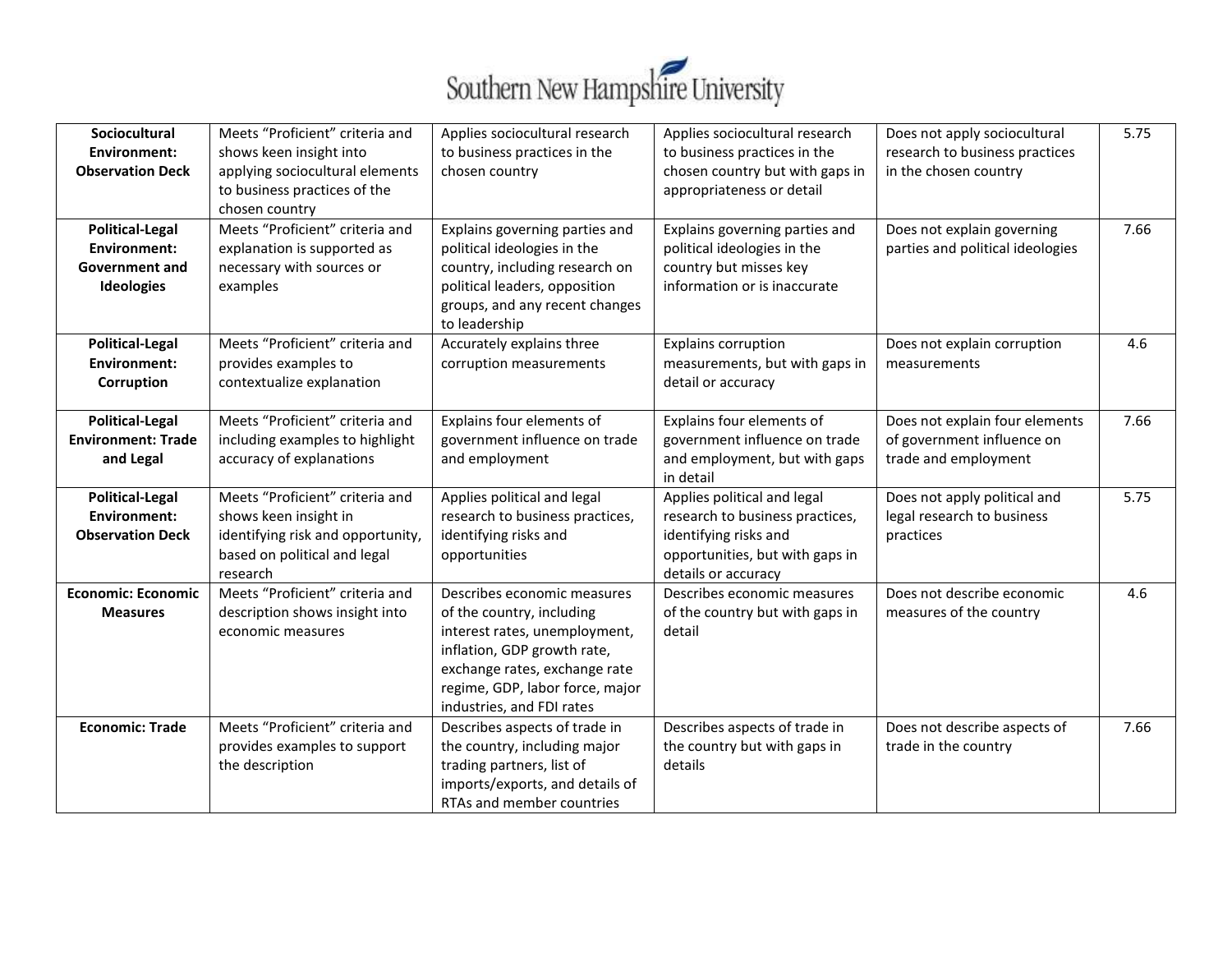| **Sociocultural Environment: Observation Deck** | Meets "Proficient" criteria and shows keen insight into applying sociocultural elements to business practices of the chosen country | Applies sociocultural research to business practices in the chosen country | Applies sociocultural research to business practices in the chosen country but with gaps in appropriateness or detail | Does not apply sociocultural research to business practices in the chosen country | 5.75 |
|---|---|---|---|---|---|
| **Political-Legal Environment: Government and Ideologies** | Meets "Proficient" criteria and explanation is supported as necessary with sources or examples | Explains governing parties and political ideologies in the country, including research on political leaders, opposition groups, and any recent changes to leadership | Explains governing parties and political ideologies in the country but misses key information or is inaccurate | Does not explain governing parties and political ideologies | 7.66 |
| **Political-Legal Environment: Corruption** | Meets "Proficient" criteria and provides examples to contextualize explanation | Accurately explains three corruption measurements | Explains corruption measurements, but with gaps in detail or accuracy | Does not explain corruption measurements | 4.6 |
| **Political-Legal Environment: Trade and Legal** | Meets "Proficient" criteria and including examples to highlight accuracy of explanations | Explains four elements of government influence on trade and employment | Explains four elements of government influence on trade and employment, but with gaps in detail | Does not explain four elements of government influence on trade and employment | 7.66 |
| **Political-Legal Environment: Observation Deck** | Meets "Proficient" criteria and shows keen insight in identifying risk and opportunity, based on political and legal research | Applies political and legal research to business practices, identifying risks and opportunities | Applies political and legal research to business practices, identifying risks and opportunities, but with gaps in details or accuracy | Does not apply political and legal research to business practices | 5.75 |
| **Economic: Economic Measures** | Meets "Proficient" criteria and description shows insight into economic measures | Describes economic measures of the country, including interest rates, unemployment, inflation, GDP growth rate, exchange rates, exchange rate regime, GDP, labor force, major industries, and FDI rates | Describes economic measures of the country but with gaps in detail | Does not describe economic measures of the country | 4.6 |
| **Economic: Trade** | Meets "Proficient" criteria and provides examples to support the description | Describes aspects of trade in the country, including major trading partners, list of imports/exports, and details of RTAs and member countries | Describes aspects of trade in the country but with gaps in details | Does not describe aspects of trade in the country | 7.66 |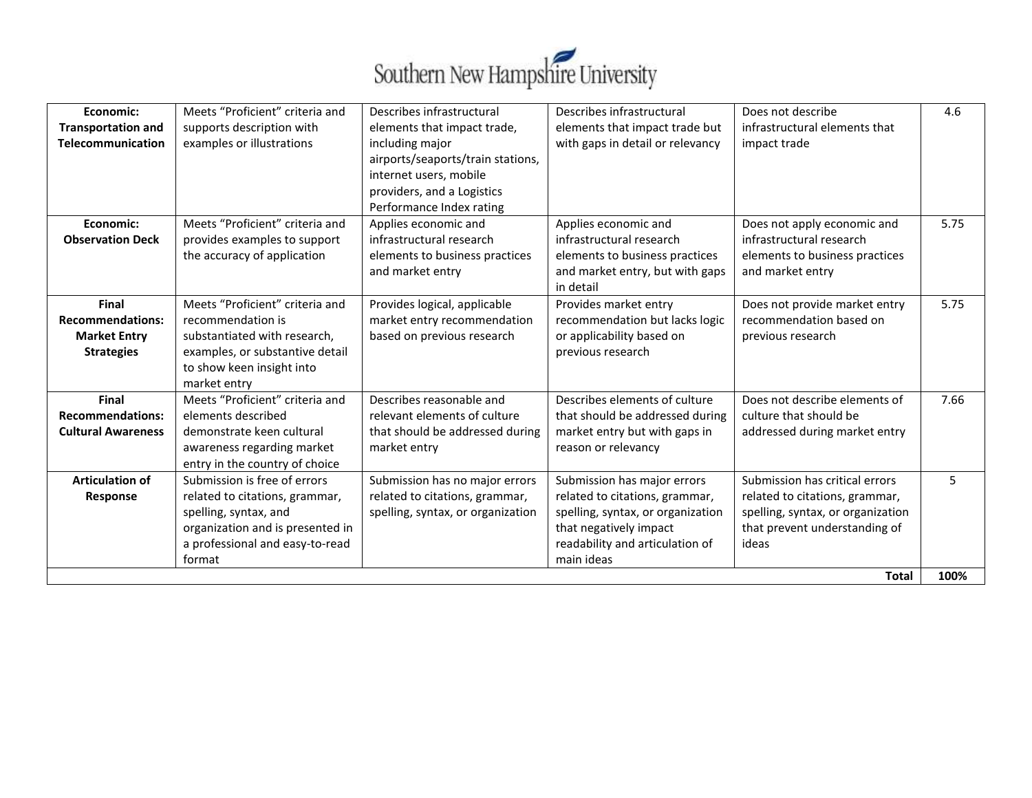| | | | | | |
|---|---|---|---|---|---|
| **Economic: Transportation and Telecommunication** | Meets "Proficient" criteria and supports description with examples or illustrations | Describes infrastructural elements that impact trade, including major airports/seaports/train stations, internet users, mobile providers, and a Logistics Performance Index rating | Describes infrastructural elements that impact trade but with gaps in detail or relevancy | Does not describe infrastructural elements that impact trade | 4.6 |
| **Economic: Observation Deck** | Meets "Proficient" criteria and provides examples to support the accuracy of application | Applies economic and infrastructural research elements to business practices and market entry | Applies economic and infrastructural research elements to business practices and market entry, but with gaps in detail | Does not apply economic and infrastructural research elements to business practices and market entry | 5.75 |
| **Final Recommendations: Market Entry Strategies** | Meets "Proficient" criteria and recommendation is substantiated with research, examples, or substantive detail to show keen insight into market entry | Provides logical, applicable market entry recommendation based on previous research | Provides market entry recommendation but lacks logic or applicability based on previous research | Does not provide market entry recommendation based on previous research | 5.75 |
| **Final Recommendations: Cultural Awareness** | Meets "Proficient" criteria and elements described demonstrate keen cultural awareness regarding market entry in the country of choice | Describes reasonable and relevant elements of culture that should be addressed during market entry | Describes elements of culture that should be addressed during market entry but with gaps in reason or relevancy | Does not describe elements of culture that should be addressed during market entry | 7.66 |
| **Articulation of Response** | Submission is free of errors related to citations, grammar, spelling, syntax, and organization and is presented in a professional and easy-to-read format | Submission has no major errors related to citations, grammar, spelling, syntax, or organization | Submission has major errors related to citations, grammar, spelling, syntax, or organization that negatively impact readability and articulation of main ideas | Submission has critical errors related to citations, grammar, spelling, syntax, or organization that prevent understanding of ideas | 5 |
| | | | | **Total** | **100%** |